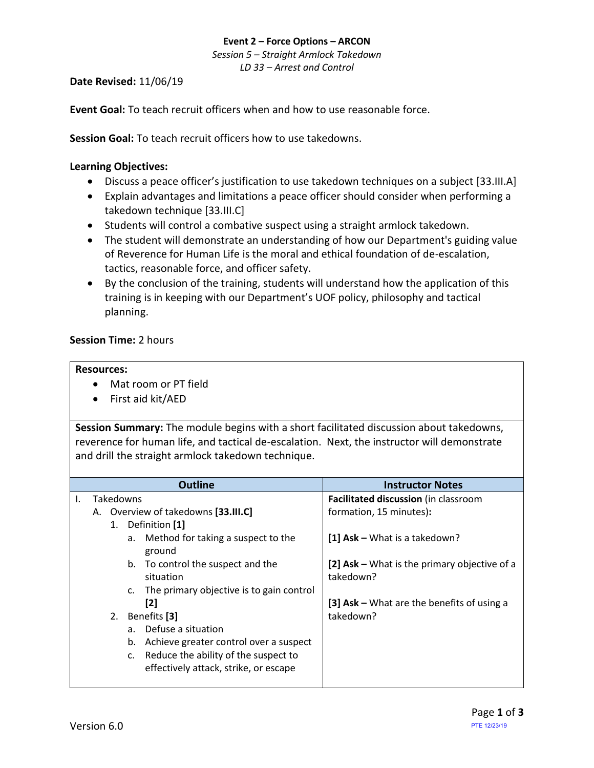**Event 2 – Force Options – ARCON**

*Session 5 – Straight Armlock Takedown*

*LD 33 – Arrest and Control*

**Date Revised:** 11/06/19

**Event Goal:** To teach recruit officers when and how to use reasonable force.

**Session Goal:** To teach recruit officers how to use takedowns.

**Learning Objectives:**

- Discuss a peace officer's justification to use takedown techniques on a subject [33.III.A]
- Explain advantages and limitations a peace officer should consider when performing a takedown technique [33.III.C]
- Students will control a combative suspect using a straight armlock takedown.
- The student will demonstrate an understanding of how our Department's guiding value of Reverence for Human Life is the moral and ethical foundation of de-escalation, tactics, reasonable force, and officer safety.
- By the conclusion of the training, students will understand how the application of this training is in keeping with our Department's UOF policy, philosophy and tactical planning.

**Session Time:** 2 hours

**Resources:**

- Mat room or PT field
- First aid kit/AED

**Session Summary:** The module begins with a short facilitated discussion about takedowns, reverence for human life, and tactical de-escalation. Next, the instructor will demonstrate and drill the straight armlock takedown technique.

| Outline | Instructor Notes |
|---|---|
| I. Takedowns<br>A. Overview of takedowns **[33.III.C]**<br>1. Definition **[1]**<br>a. Method for taking a suspect to the ground<br>b. To control the suspect and the situation<br>c. The primary objective is to gain control **[2]**<br>2. Benefits **[3]**<br>a. Defuse a situation<br>b. Achieve greater control over a suspect<br>c. Reduce the ability of the suspect to effectively attack, strike, or escape | **Facilitated discussion** (in classroom formation, 15 minutes)**:**<br><br>**[1] Ask –** What is a takedown?<br><br>**[2] Ask –** What is the primary objective of a takedown?<br><br>**[3] Ask –** What are the benefits of using a takedown? |

Version 6.0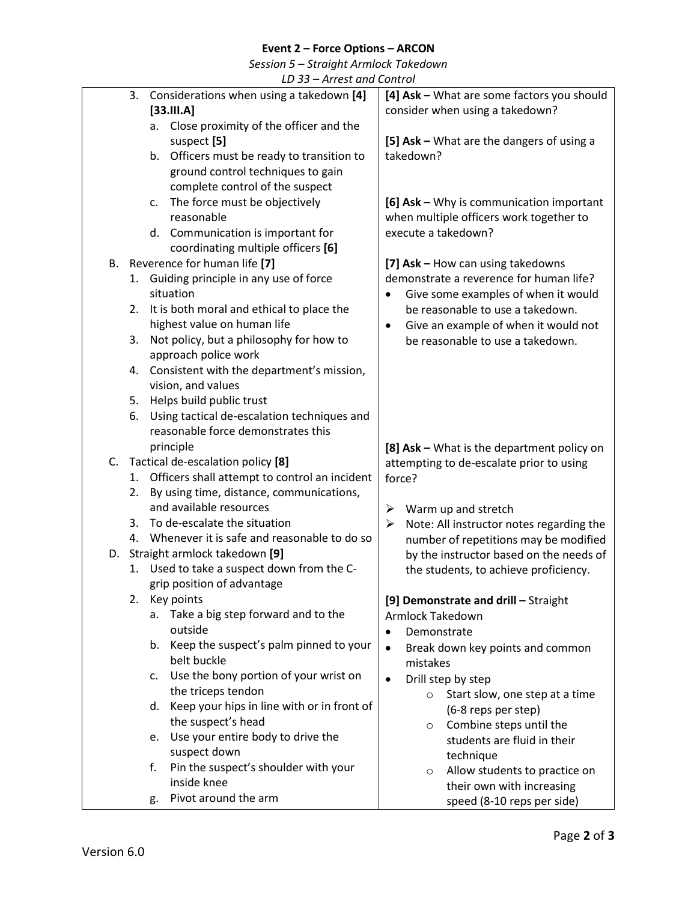**Event 2 – Force Options – ARCON**

*Session 5 – Straight Armlock Takedown*

*LD 33 – Arrest and Control*

| | |
|---|---|
| 3. Considerations when using a takedown **[4]** **[33.III.A]**<br>a. Close proximity of the officer and the suspect **[5]**<br>b. Officers must be ready to transition to ground control techniques to gain complete control of the suspect<br>c. The force must be objectively reasonable<br>d. Communication is important for coordinating multiple officers **[6]** | **[4] Ask –** What are some factors you should consider when using a takedown?<br><br>**[5] Ask –** What are the dangers of using a takedown?<br><br>**[6] Ask –** Why is communication important when multiple officers work together to execute a takedown? |
| B. Reverence for human life **[7]**<br>1. Guiding principle in any use of force situation<br>2. It is both moral and ethical to place the highest value on human life<br>3. Not policy, but a philosophy for how to approach police work<br>4. Consistent with the department's mission, vision, and values<br>5. Helps build public trust<br>6. Using tactical de-escalation techniques and reasonable force demonstrates this principle | **[7] Ask –** How can using takedowns demonstrate a reverence for human life?<br>• Give some examples of when it would be reasonable to use a takedown.<br>• Give an example of when it would not be reasonable to use a takedown. |
| C. Tactical de-escalation policy **[8]**<br>1. Officers shall attempt to control an incident<br>2. By using time, distance, communications, and available resources<br>3. To de-escalate the situation<br>4. Whenever it is safe and reasonable to do so | **[8] Ask –** What is the department policy on attempting to de-escalate prior to using force?<br><br>➢ Warm up and stretch<br>➢ Note: All instructor notes regarding the number of repetitions may be modified by the instructor based on the needs of the students, to achieve proficiency. |
| D. Straight armlock takedown **[9]**<br>1. Used to take a suspect down from the C-grip position of advantage<br>2. Key points<br>a. Take a big step forward and to the outside<br>b. Keep the suspect's palm pinned to your belt buckle<br>c. Use the bony portion of your wrist on the triceps tendon<br>d. Keep your hips in line with or in front of the suspect's head<br>e. Use your entire body to drive the suspect down<br>f. Pin the suspect's shoulder with your inside knee<br>g. Pivot around the arm | **[9] Demonstrate and drill –** Straight Armlock Takedown<br>• Demonstrate<br>• Break down key points and common mistakes<br>• Drill step by step<br>○ Start slow, one step at a time (6-8 reps per step)<br>○ Combine steps until the students are fluid in their technique<br>○ Allow students to practice on their own with increasing speed (8-10 reps per side) |

Version 6.0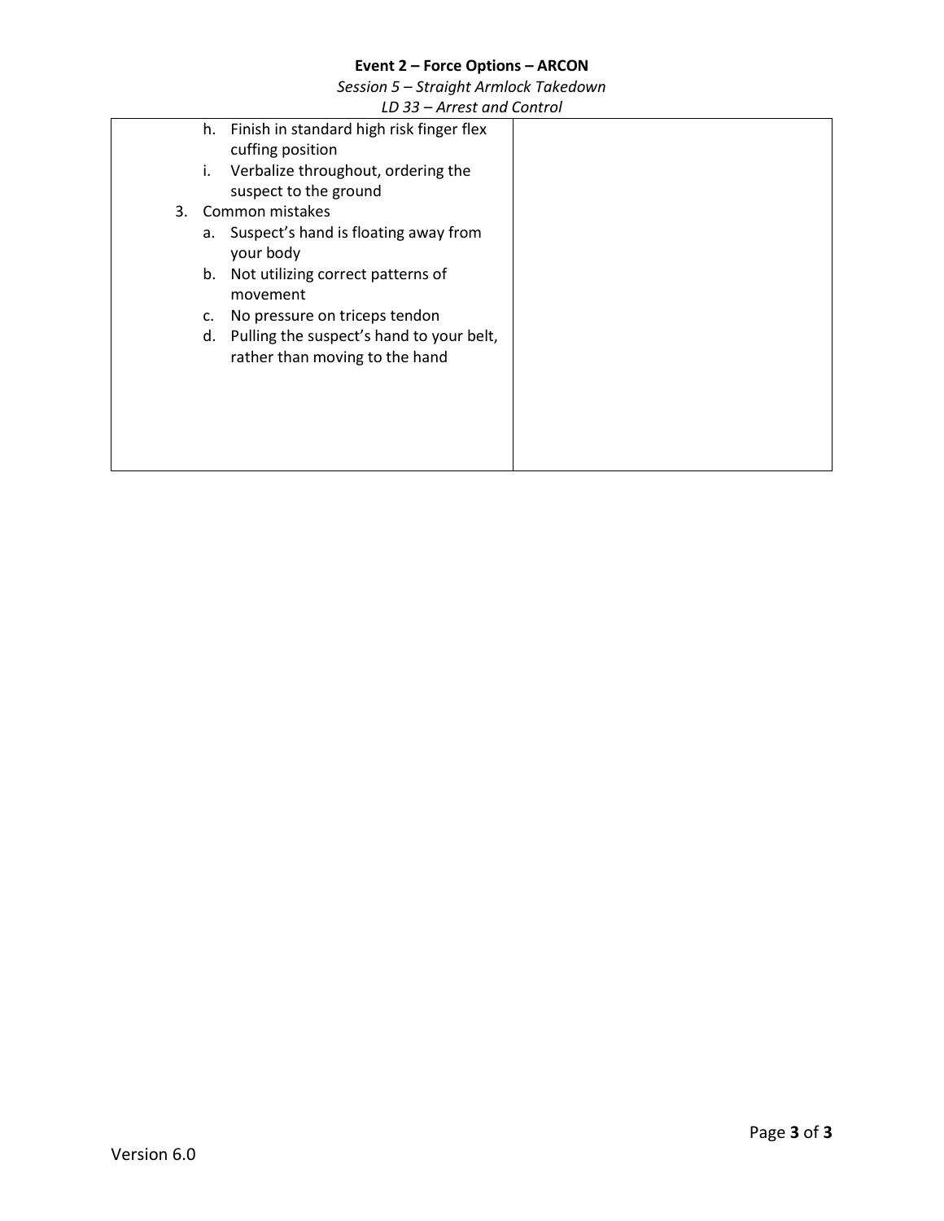| | |
|---|---|
| h. Finish in standard high risk finger flex cuffing position<br>i. Verbalize throughout, ordering the suspect to the ground<br>3. Common mistakes<br>a. Suspect's hand is floating away from your body<br>b. Not utilizing correct patterns of movement<br>c. No pressure on triceps tendon<br>d. Pulling the suspect's hand to your belt, rather than moving to the hand | |